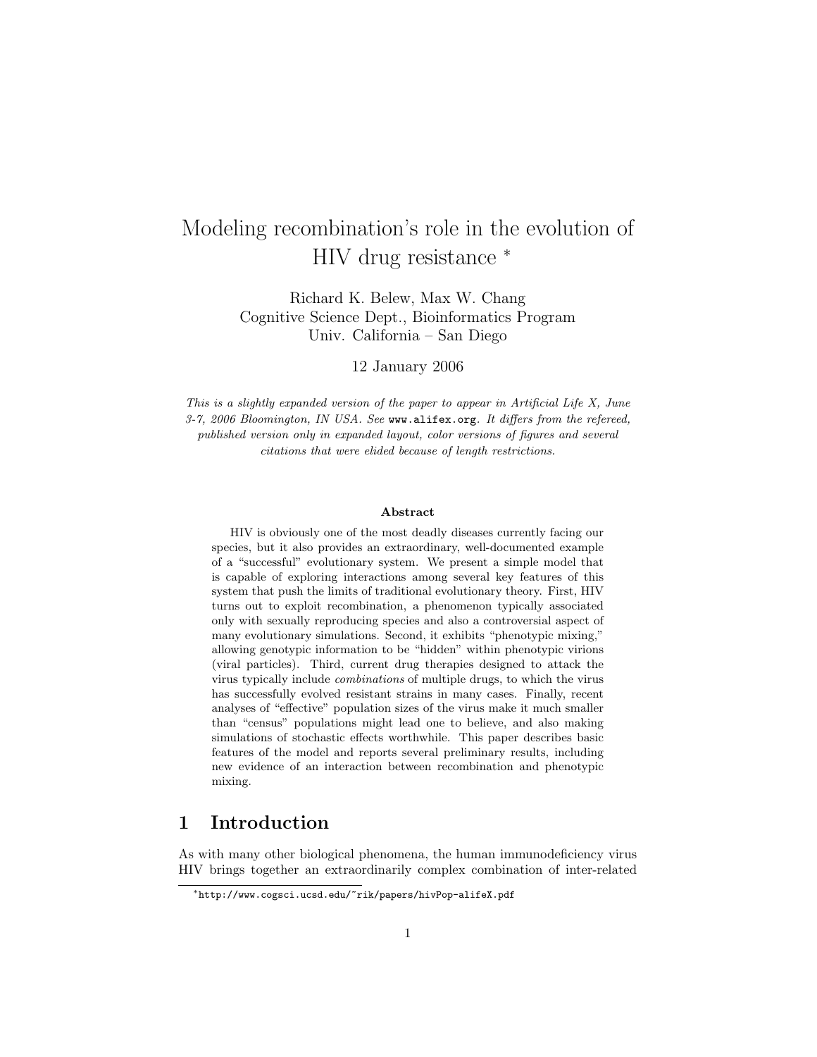# Modeling recombination's role in the evolution of HIV drug resistance *

Richard K. Belew, Max W. Chang
Cognitive Science Dept., Bioinformatics Program
Univ. California – San Diego

12 January 2006

*This is a slightly expanded version of the paper to appear in Artificial Life X, June 3-7, 2006 Bloomington, IN USA. See* `www.alifex.org`*. It differs from the refereed, published version only in expanded layout, color versions of figures and several citations that were elided because of length restrictions.*

**Abstract**

HIV is obviously one of the most deadly diseases currently facing our species, but it also provides an extraordinary, well-documented example of a "successful" evolutionary system. We present a simple model that is capable of exploring interactions among several key features of this system that push the limits of traditional evolutionary theory. First, HIV turns out to exploit recombination, a phenomenon typically associated only with sexually reproducing species and also a controversial aspect of many evolutionary simulations. Second, it exhibits "phenotypic mixing," allowing genotypic information to be "hidden" within phenotypic virions (viral particles). Third, current drug therapies designed to attack the virus typically include *combinations* of multiple drugs, to which the virus has successfully evolved resistant strains in many cases. Finally, recent analyses of "effective" population sizes of the virus make it much smaller than "census" populations might lead one to believe, and also making simulations of stochastic effects worthwhile. This paper describes basic features of the model and reports several preliminary results, including new evidence of an interaction between recombination and phenotypic mixing.

## 1 Introduction

As with many other biological phenomena, the human immunodeficiency virus HIV brings together an extraordinarily complex combination of inter-related

---

* `http://www.cogsci.ucsd.edu/~rik/papers/hivPop-alifeX.pdf`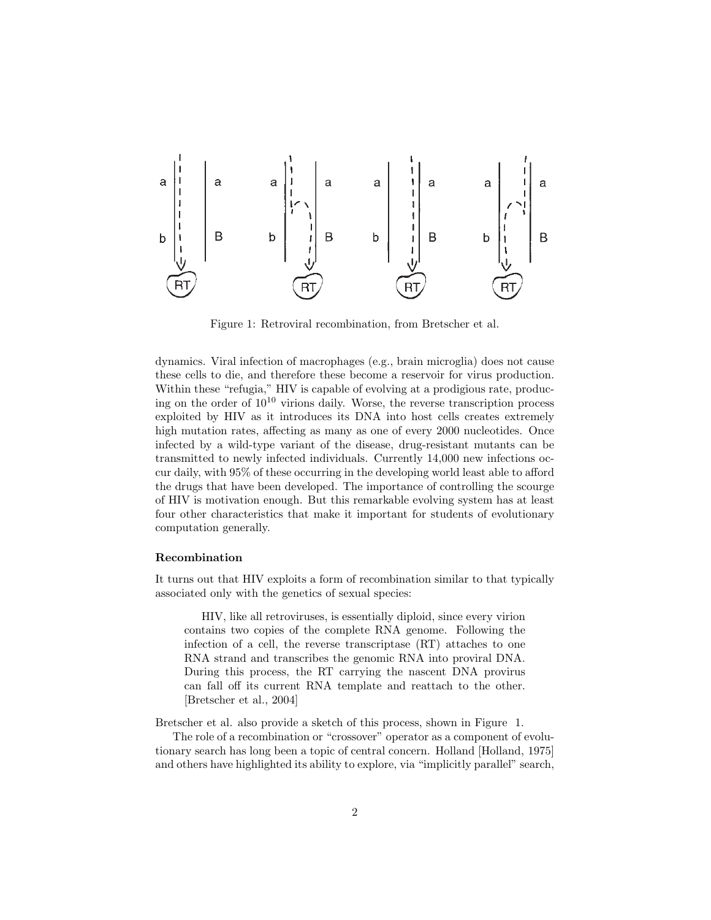Figure 1: Retroviral recombination, from Bretscher et al.

dynamics. Viral infection of macrophages (e.g., brain microglia) does not cause these cells to die, and therefore these become a reservoir for virus production. Within these "refugia," HIV is capable of evolving at a prodigious rate, producing on the order of $10^{10}$ virions daily. Worse, the reverse transcription process exploited by HIV as it introduces its DNA into host cells creates extremely high mutation rates, affecting as many as one of every 2000 nucleotides. Once infected by a wild-type variant of the disease, drug-resistant mutants can be transmitted to newly infected individuals. Currently 14,000 new infections occur daily, with 95% of these occurring in the developing world least able to afford the drugs that have been developed. The importance of controlling the scourge of HIV is motivation enough. But this remarkable evolving system has at least four other characteristics that make it important for students of evolutionary computation generally.

### Recombination

It turns out that HIV exploits a form of recombination similar to that typically associated only with the genetics of sexual species:

> HIV, like all retroviruses, is essentially diploid, since every virion contains two copies of the complete RNA genome. Following the infection of a cell, the reverse transcriptase (RT) attaches to one RNA strand and transcribes the genomic RNA into proviral DNA. During this process, the RT carrying the nascent DNA provirus can fall off its current RNA template and reattach to the other. [Bretscher et al., 2004]

Bretscher et al. also provide a sketch of this process, shown in Figure 1.

The role of a recombination or "crossover" operator as a component of evolutionary search has long been a topic of central concern. Holland [Holland, 1975] and others have highlighted its ability to explore, via "implicitly parallel" search,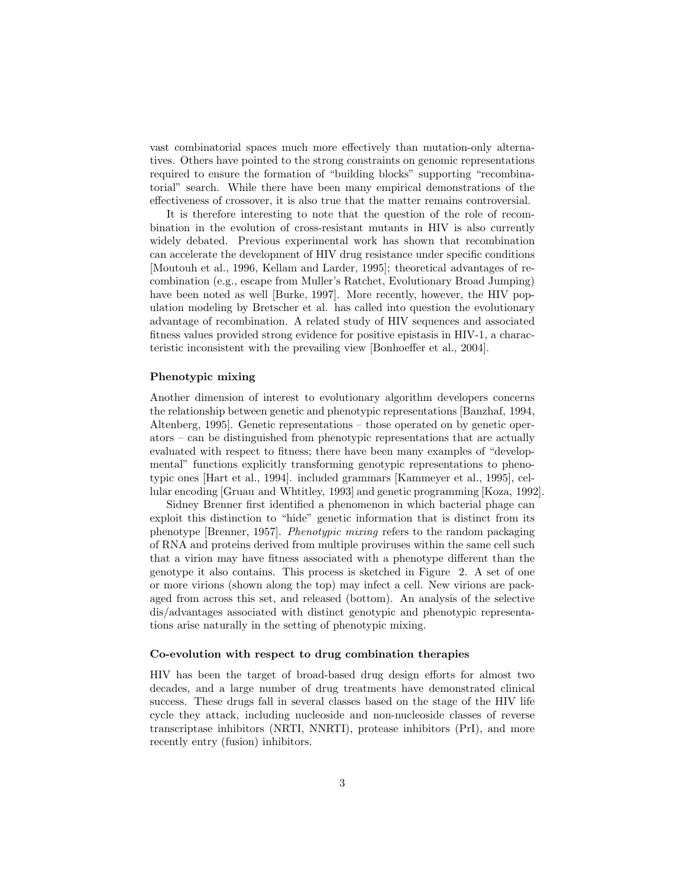vast combinatorial spaces much more effectively than mutation-only alternatives. Others have pointed to the strong constraints on genomic representations required to ensure the formation of "building blocks" supporting "recombinatorial" search. While there have been many empirical demonstrations of the effectiveness of crossover, it is also true that the matter remains controversial.

It is therefore interesting to note that the question of the role of recombination in the evolution of cross-resistant mutants in HIV is also currently widely debated. Previous experimental work has shown that recombination can accelerate the development of HIV drug resistance under specific conditions [Moutouh et al., 1996, Kellam and Larder, 1995]; theoretical advantages of recombination (e.g., escape from Muller's Ratchet, Evolutionary Broad Jumping) have been noted as well [Burke, 1997]. More recently, however, the HIV population modeling by Bretscher et al. has called into question the evolutionary advantage of recombination. A related study of HIV sequences and associated fitness values provided strong evidence for positive epistasis in HIV-1, a characteristic inconsistent with the prevailing view [Bonhoeffer et al., 2004].

### Phenotypic mixing

Another dimension of interest to evolutionary algorithm developers concerns the relationship between genetic and phenotypic representations [Banzhaf, 1994, Altenberg, 1995]. Genetic representations – those operated on by genetic operators – can be distinguished from phenotypic representations that are actually evaluated with respect to fitness; there have been many examples of "developmental" functions explicitly transforming genotypic representations to phenotypic ones [Hart et al., 1994]. included grammars [Kammeyer et al., 1995], cellular encoding [Gruau and Whtitley, 1993] and genetic programming [Koza, 1992].

Sidney Brenner first identified a phenomenon in which bacterial phage can exploit this distinction to "hide" genetic information that is distinct from its phenotype [Brenner, 1957]. *Phenotypic mixing* refers to the random packaging of RNA and proteins derived from multiple proviruses within the same cell such that a virion may have fitness associated with a phenotype different than the genotype it also contains. This process is sketched in Figure 2. A set of one or more virions (shown along the top) may infect a cell. New virions are packaged from across this set, and released (bottom). An analysis of the selective dis/advantages associated with distinct genotypic and phenotypic representations arise naturally in the setting of phenotypic mixing.

### Co-evolution with respect to drug combination therapies

HIV has been the target of broad-based drug design efforts for almost two decades, and a large number of drug treatments have demonstrated clinical success. These drugs fall in several classes based on the stage of the HIV life cycle they attack, including nucleoside and non-nucleoside classes of reverse transcriptase inhibitors (NRTI, NNRTI), protease inhibitors (PrI), and more recently entry (fusion) inhibitors.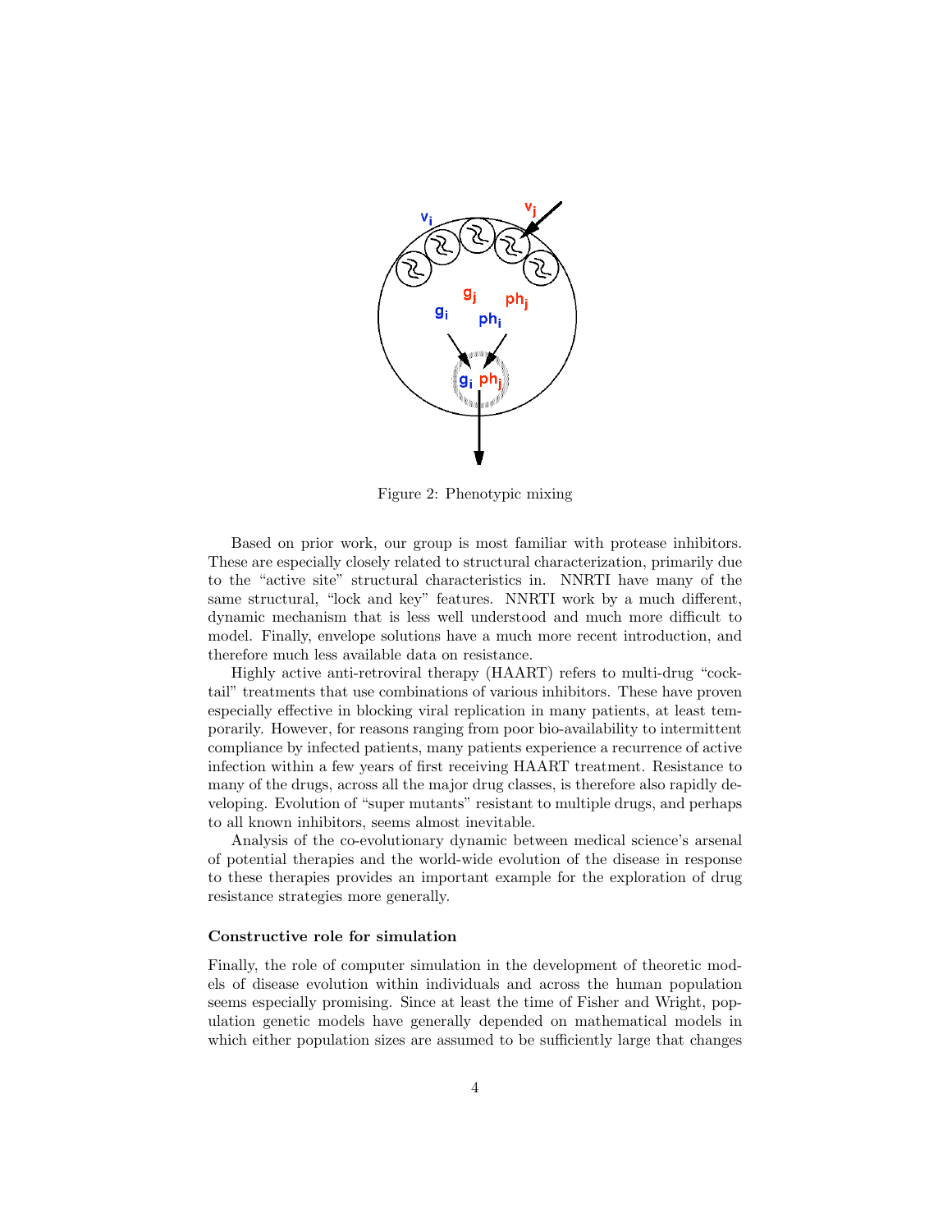Figure 2: Phenotypic mixing

Based on prior work, our group is most familiar with protease inhibitors. These are especially closely related to structural characterization, primarily due to the "active site" structural characteristics in. NNRTI have many of the same structural, "lock and key" features. NNRTI work by a much different, dynamic mechanism that is less well understood and much more difficult to model. Finally, envelope solutions have a much more recent introduction, and therefore much less available data on resistance.

Highly active anti-retroviral therapy (HAART) refers to multi-drug "cocktail" treatments that use combinations of various inhibitors. These have proven especially effective in blocking viral replication in many patients, at least temporarily. However, for reasons ranging from poor bio-availability to intermittent compliance by infected patients, many patients experience a recurrence of active infection within a few years of first receiving HAART treatment. Resistance to many of the drugs, across all the major drug classes, is therefore also rapidly developing. Evolution of "super mutants" resistant to multiple drugs, and perhaps to all known inhibitors, seems almost inevitable.

Analysis of the co-evolutionary dynamic between medical science's arsenal of potential therapies and the world-wide evolution of the disease in response to these therapies provides an important example for the exploration of drug resistance strategies more generally.

#### Constructive role for simulation

Finally, the role of computer simulation in the development of theoretic models of disease evolution within individuals and across the human population seems especially promising. Since at least the time of Fisher and Wright, population genetic models have generally depended on mathematical models in which either population sizes are assumed to be sufficiently large that changes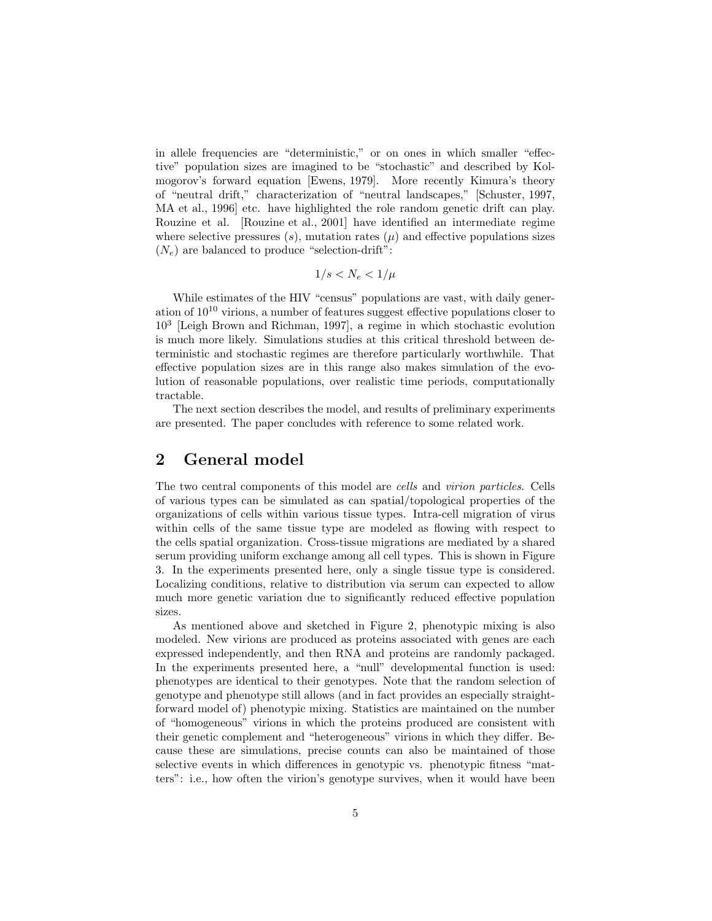in allele frequencies are "deterministic," or on ones in which smaller "effective" population sizes are imagined to be "stochastic" and described by Kolmogorov's forward equation [Ewens, 1979]. More recently Kimura's theory of "neutral drift," characterization of "neutral landscapes," [Schuster, 1997, MA et al., 1996] etc. have highlighted the role random genetic drift can play. Rouzine et al. [Rouzine et al., 2001] have identified an intermediate regime where selective pressures ($s$), mutation rates ($\mu$) and effective populations sizes ($N_e$) are balanced to produce "selection-drift":

$$1/s < N_e < 1/\mu$$

While estimates of the HIV "census" populations are vast, with daily generation of $10^{10}$ virions, a number of features suggest effective populations closer to $10^3$ [Leigh Brown and Richman, 1997], a regime in which stochastic evolution is much more likely. Simulations studies at this critical threshold between deterministic and stochastic regimes are therefore particularly worthwhile. That effective population sizes are in this range also makes simulation of the evolution of reasonable populations, over realistic time periods, computationally tractable.

The next section describes the model, and results of preliminary experiments are presented. The paper concludes with reference to some related work.

## 2 General model

The two central components of this model are *cells* and *virion particles*. Cells of various types can be simulated as can spatial/topological properties of the organizations of cells within various tissue types. Intra-cell migration of virus within cells of the same tissue type are modeled as flowing with respect to the cells spatial organization. Cross-tissue migrations are mediated by a shared serum providing uniform exchange among all cell types. This is shown in Figure 3. In the experiments presented here, only a single tissue type is considered. Localizing conditions, relative to distribution via serum can expected to allow much more genetic variation due to significantly reduced effective population sizes.

As mentioned above and sketched in Figure 2, phenotypic mixing is also modeled. New virions are produced as proteins associated with genes are each expressed independently, and then RNA and proteins are randomly packaged. In the experiments presented here, a "null" developmental function is used: phenotypes are identical to their genotypes. Note that the random selection of genotype and phenotype still allows (and in fact provides an especially straightforward model of) phenotypic mixing. Statistics are maintained on the number of "homogeneous" virions in which the proteins produced are consistent with their genetic complement and "heterogeneous" virions in which they differ. Because these are simulations, precise counts can also be maintained of those selective events in which differences in genotypic vs. phenotypic fitness "matters": i.e., how often the virion's genotype survives, when it would have been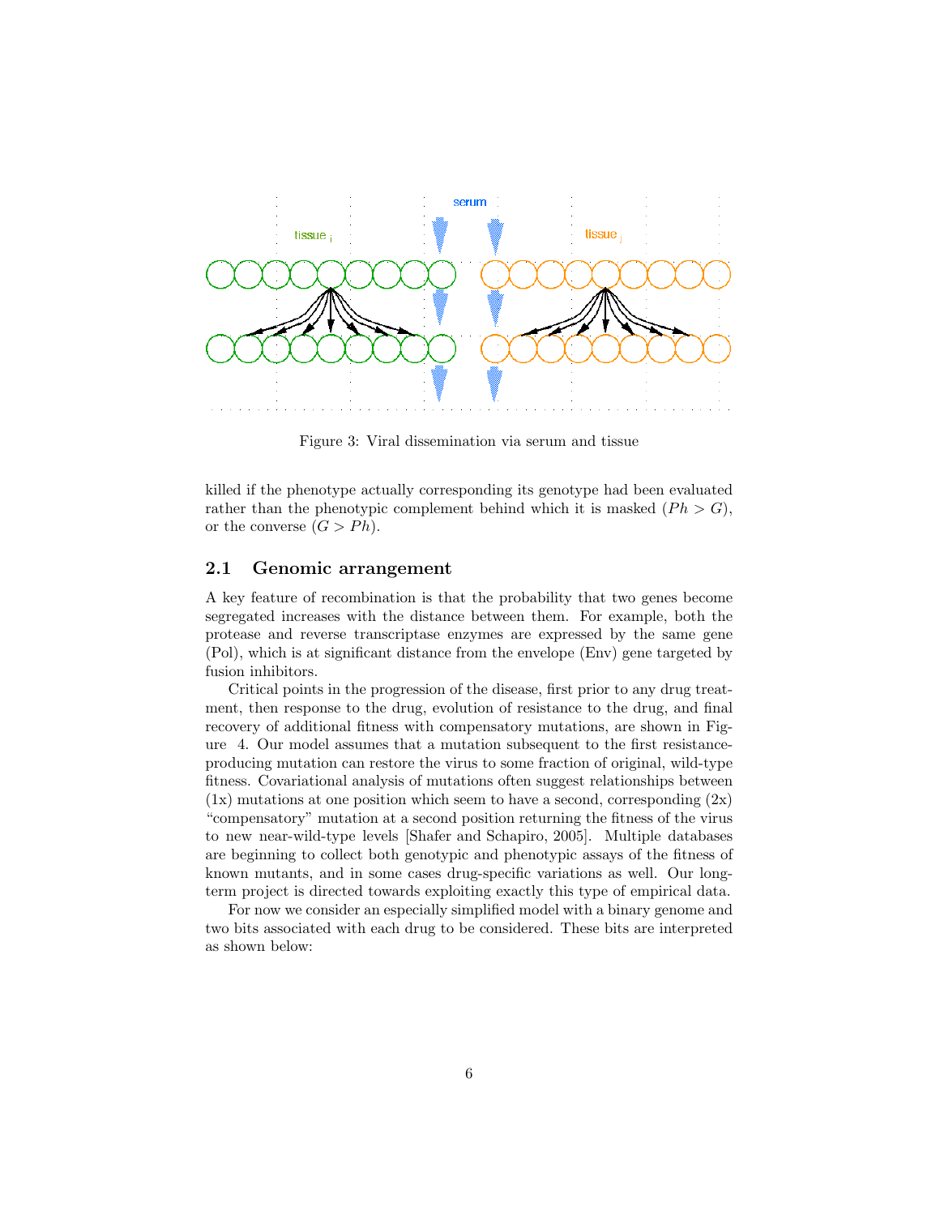Figure 3: Viral dissemination via serum and tissue

killed if the phenotype actually corresponding its genotype had been evaluated rather than the phenotypic complement behind which it is masked ($Ph > G$), or the converse ($G > Ph$).

## 2.1 Genomic arrangement

A key feature of recombination is that the probability that two genes become segregated increases with the distance between them. For example, both the protease and reverse transcriptase enzymes are expressed by the same gene (Pol), which is at significant distance from the envelope (Env) gene targeted by fusion inhibitors.

Critical points in the progression of the disease, first prior to any drug treatment, then response to the drug, evolution of resistance to the drug, and final recovery of additional fitness with compensatory mutations, are shown in Figure 4. Our model assumes that a mutation subsequent to the first resistance-producing mutation can restore the virus to some fraction of original, wild-type fitness. Covariational analysis of mutations often suggest relationships between (1x) mutations at one position which seem to have a second, corresponding (2x) "compensatory" mutation at a second position returning the fitness of the virus to new near-wild-type levels [Shafer and Schapiro, 2005]. Multiple databases are beginning to collect both genotypic and phenotypic assays of the fitness of known mutants, and in some cases drug-specific variations as well. Our long-term project is directed towards exploiting exactly this type of empirical data.

For now we consider an especially simplified model with a binary genome and two bits associated with each drug to be considered. These bits are interpreted as shown below: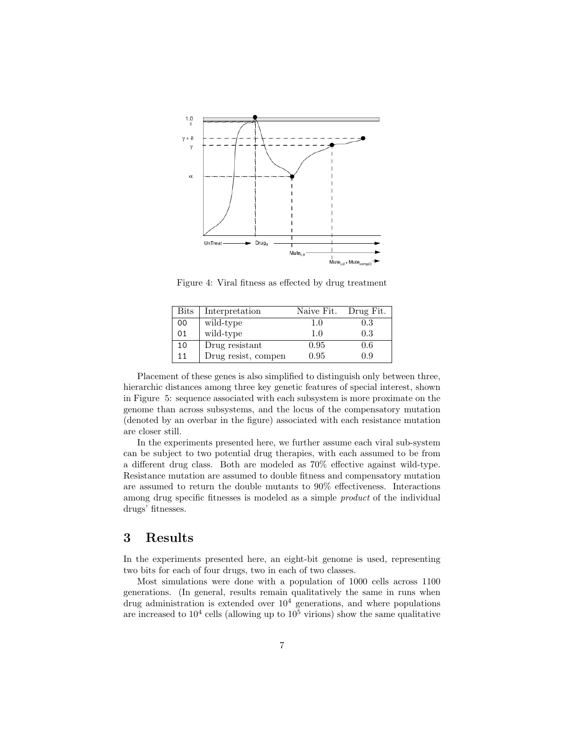Figure 4: Viral fitness as effected by drug treatment

| Bits | Interpretation | Naive Fit. | Drug Fit. |
|---|---|---|---|
| 00 | wild-type | 1.0 | 0.3 |
| 01 | wild-type | 1.0 | 0.3 |
| 10 | Drug resistant | 0.95 | 0.6 |
| 11 | Drug resist, compen | 0.95 | 0.9 |

Placement of these genes is also simplified to distinguish only between three, hierarchic distances among three key genetic features of special interest, shown in Figure 5: sequence associated with each subsystem is more proximate on the genome than across subsystems, and the locus of the compensatory mutation (denoted by an overbar in the figure) associated with each resistance mutation are closer still.

In the experiments presented here, we further assume each viral sub-system can be subject to two potential drug therapies, with each assumed to be from a different drug class. Both are modeled as 70% effective against wild-type. Resistance mutation are assumed to double fitness and compensatory mutation are assumed to return the double mutants to 90% effectiveness. Interactions among drug specific fitnesses is modeled as a simple *product* of the individual drugs' fitnesses.

## 3 Results

In the experiments presented here, an eight-bit genome is used, representing two bits for each of four drugs, two in each of two classes.

Most simulations were done with a population of 1000 cells across 1100 generations. (In general, results remain qualitatively the same in runs when drug administration is extended over $10^4$ generations, and where populations are increased to $10^4$ cells (allowing up to $10^5$ virions) show the same qualitative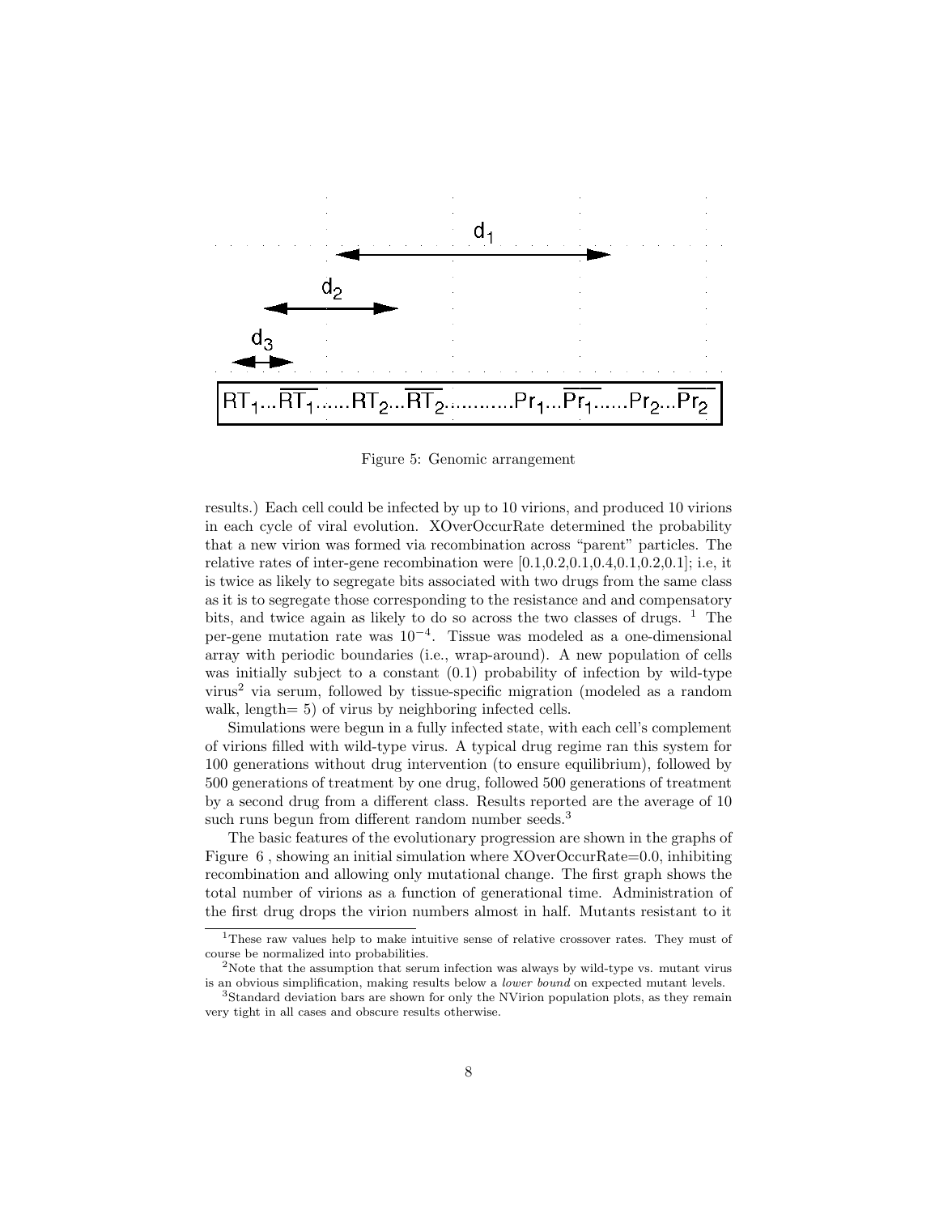Figure 5: Genomic arrangement

results.) Each cell could be infected by up to 10 virions, and produced 10 virions in each cycle of viral evolution. XOverOccurRate determined the probability that a new virion was formed via recombination across "parent" particles. The relative rates of inter-gene recombination were [0.1,0.2,0.1,0.4,0.1,0.2,0.1]; i.e, it is twice as likely to segregate bits associated with two drugs from the same class as it is to segregate those corresponding to the resistance and and compensatory bits, and twice again as likely to do so across the two classes of drugs. [1] The per-gene mutation rate was $10^{-4}$. Tissue was modeled as a one-dimensional array with periodic boundaries (i.e., wrap-around). A new population of cells was initially subject to a constant (0.1) probability of infection by wild-type virus[2] via serum, followed by tissue-specific migration (modeled as a random walk, length= 5) of virus by neighboring infected cells.

Simulations were begun in a fully infected state, with each cell's complement of virions filled with wild-type virus. A typical drug regime ran this system for 100 generations without drug intervention (to ensure equilibrium), followed by 500 generations of treatment by one drug, followed 500 generations of treatment by a second drug from a different class. Results reported are the average of 10 such runs begun from different random number seeds.[3]

The basic features of the evolutionary progression are shown in the graphs of Figure 6 , showing an initial simulation where XOverOccurRate=0.0, inhibiting recombination and allowing only mutational change. The first graph shows the total number of virions as a function of generational time. Administration of the first drug drops the virion numbers almost in half. Mutants resistant to it

[1] These raw values help to make intuitive sense of relative crossover rates. They must of course be normalized into probabilities.

[2] Note that the assumption that serum infection was always by wild-type vs. mutant virus is an obvious simplification, making results below a *lower bound* on expected mutant levels.

[3] Standard deviation bars are shown for only the NVirion population plots, as they remain very tight in all cases and obscure results otherwise.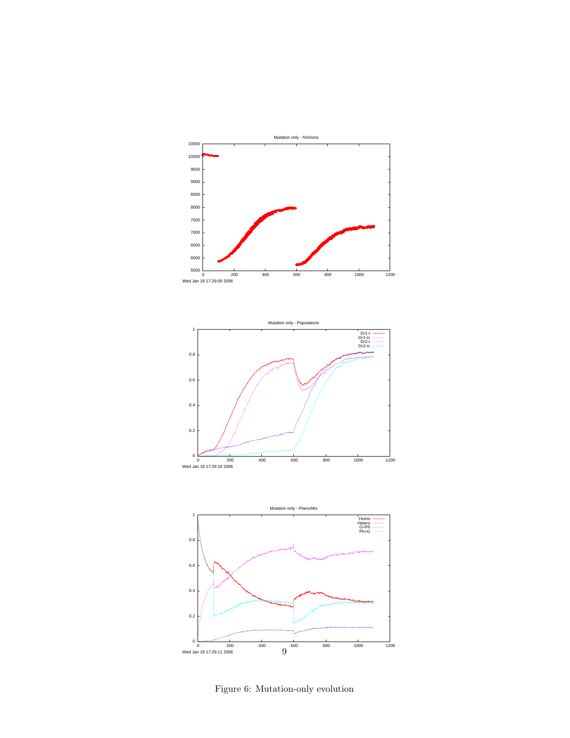Figure 6: Mutation-only evolution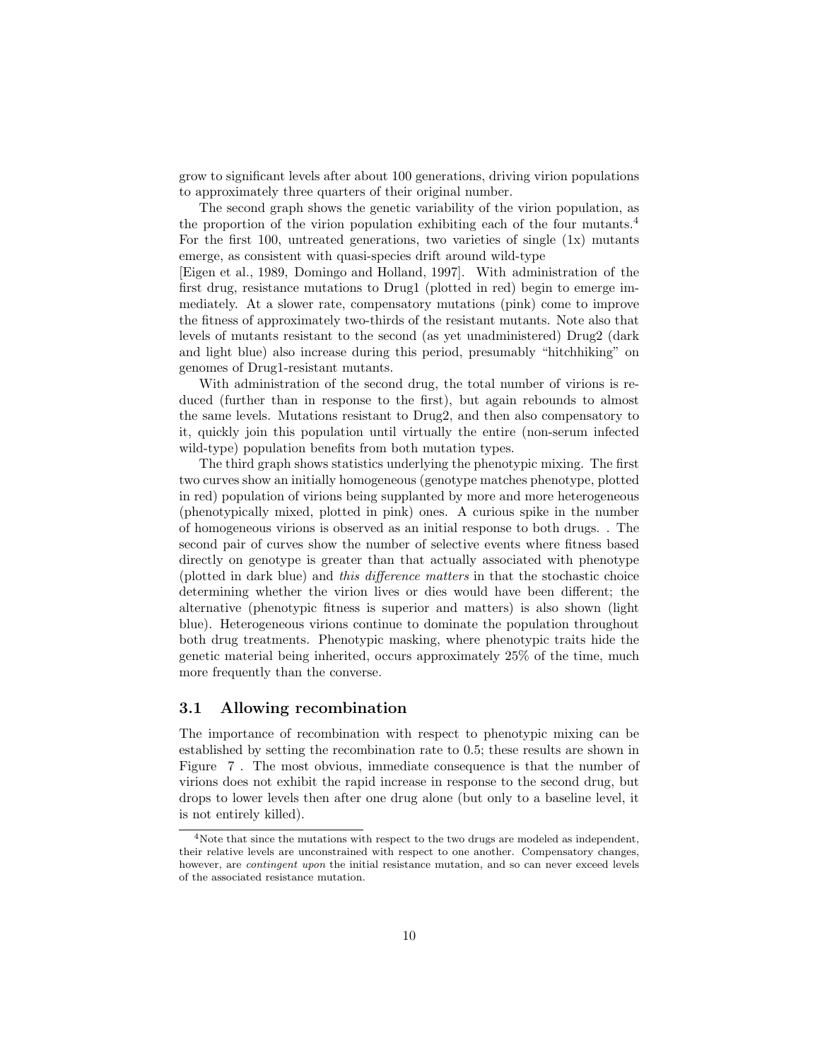grow to significant levels after about 100 generations, driving virion populations to approximately three quarters of their original number.

The second graph shows the genetic variability of the virion population, as the proportion of the virion population exhibiting each of the four mutants.[4] For the first 100, untreated generations, two varieties of single (1x) mutants emerge, as consistent with quasi-species drift around wild-type [Eigen et al., 1989, Domingo and Holland, 1997]. With administration of the first drug, resistance mutations to Drug1 (plotted in red) begin to emerge immediately. At a slower rate, compensatory mutations (pink) come to improve the fitness of approximately two-thirds of the resistant mutants. Note also that levels of mutants resistant to the second (as yet unadministered) Drug2 (dark and light blue) also increase during this period, presumably "hitchhiking" on genomes of Drug1-resistant mutants.

With administration of the second drug, the total number of virions is reduced (further than in response to the first), but again rebounds to almost the same levels. Mutations resistant to Drug2, and then also compensatory to it, quickly join this population until virtually the entire (non-serum infected wild-type) population benefits from both mutation types.

The third graph shows statistics underlying the phenotypic mixing. The first two curves show an initially homogeneous (genotype matches phenotype, plotted in red) population of virions being supplanted by more and more heterogeneous (phenotypically mixed, plotted in pink) ones. A curious spike in the number of homogeneous virions is observed as an initial response to both drugs. . The second pair of curves show the number of selective events where fitness based directly on genotype is greater than that actually associated with phenotype (plotted in dark blue) and *this difference matters* in that the stochastic choice determining whether the virion lives or dies would have been different; the alternative (phenotypic fitness is superior and matters) is also shown (light blue). Heterogeneous virions continue to dominate the population throughout both drug treatments. Phenotypic masking, where phenotypic traits hide the genetic material being inherited, occurs approximately 25% of the time, much more frequently than the converse.

### 3.1 Allowing recombination

The importance of recombination with respect to phenotypic mixing can be established by setting the recombination rate to 0.5; these results are shown in Figure 7 . The most obvious, immediate consequence is that the number of virions does not exhibit the rapid increase in response to the second drug, but drops to lower levels then after one drug alone (but only to a baseline level, it is not entirely killed).

---

[4] Note that since the mutations with respect to the two drugs are modeled as independent, their relative levels are unconstrained with respect to one another. Compensatory changes, however, are *contingent upon* the initial resistance mutation, and so can never exceed levels of the associated resistance mutation.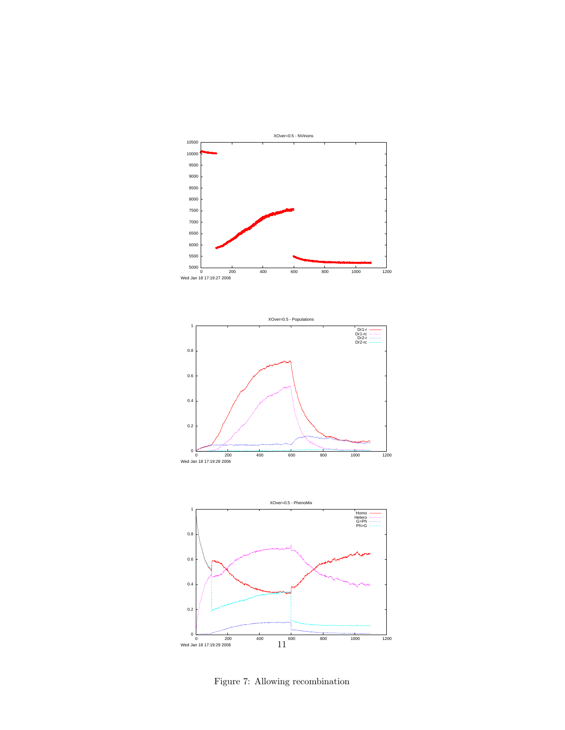Figure 7: Allowing recombination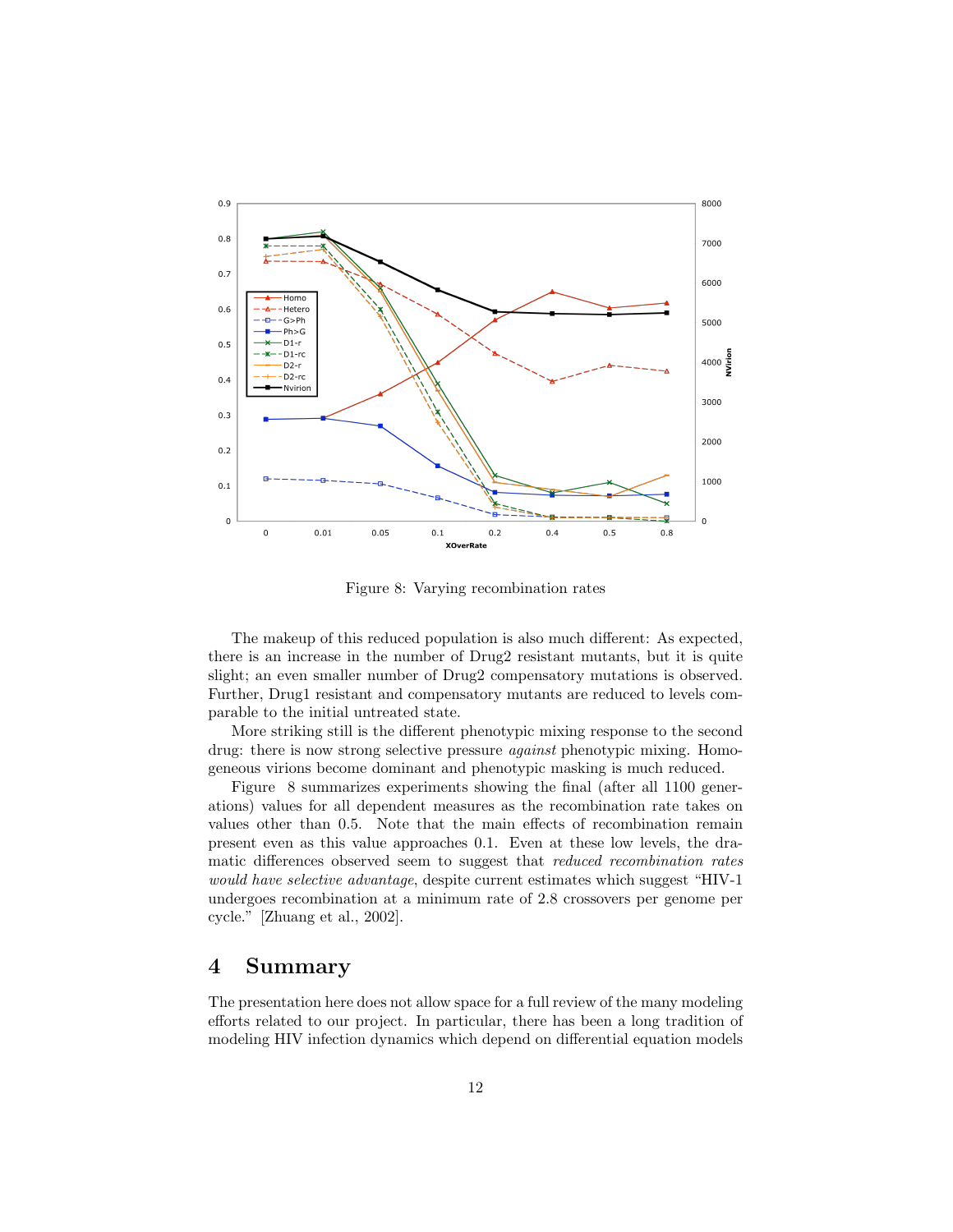Figure 8: Varying recombination rates

The makeup of this reduced population is also much different: As expected, there is an increase in the number of Drug2 resistant mutants, but it is quite slight; an even smaller number of Drug2 compensatory mutations is observed. Further, Drug1 resistant and compensatory mutants are reduced to levels comparable to the initial untreated state.

More striking still is the different phenotypic mixing response to the second drug: there is now strong selective pressure *against* phenotypic mixing. Homogeneous virions become dominant and phenotypic masking is much reduced.

Figure 8 summarizes experiments showing the final (after all 1100 generations) values for all dependent measures as the recombination rate takes on values other than 0.5. Note that the main effects of recombination remain present even as this value approaches 0.1. Even at these low levels, the dramatic differences observed seem to suggest that *reduced recombination rates would have selective advantage*, despite current estimates which suggest "HIV-1 undergoes recombination at a minimum rate of 2.8 crossovers per genome per cycle." [Zhuang et al., 2002].

# 4 Summary

The presentation here does not allow space for a full review of the many modeling efforts related to our project. In particular, there has been a long tradition of modeling HIV infection dynamics which depend on differential equation models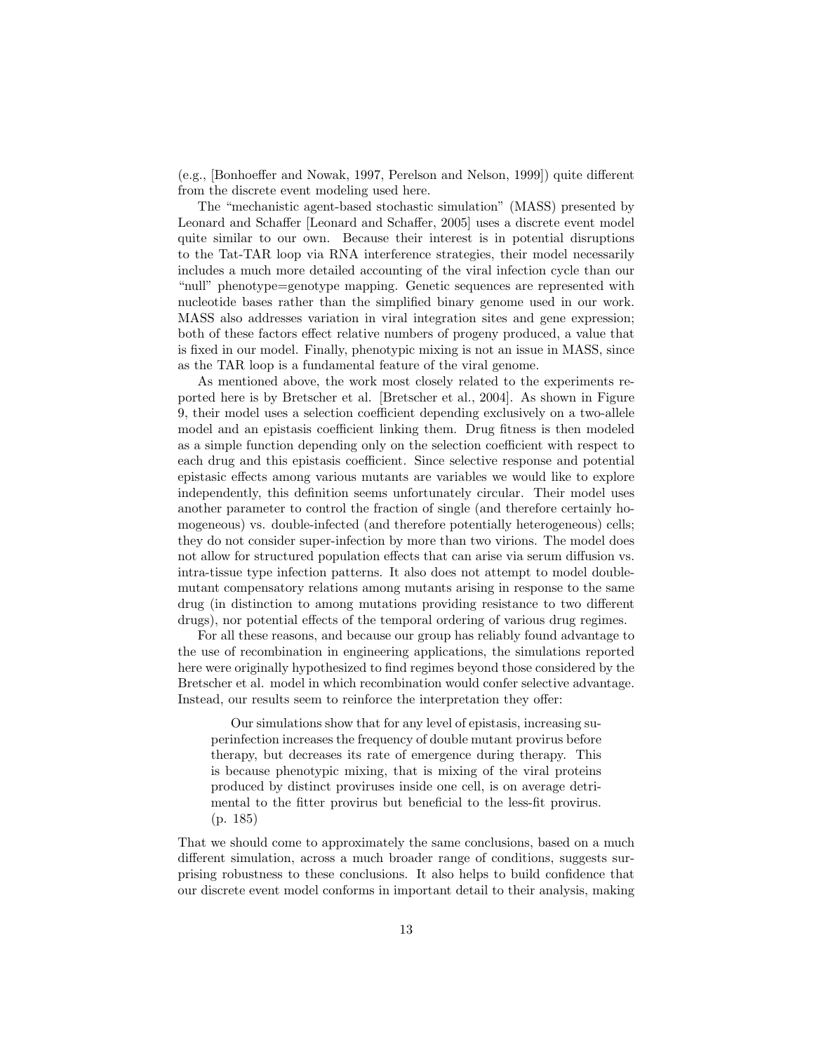(e.g., [Bonhoeffer and Nowak, 1997, Perelson and Nelson, 1999]) quite different from the discrete event modeling used here.

The "mechanistic agent-based stochastic simulation" (MASS) presented by Leonard and Schaffer [Leonard and Schaffer, 2005] uses a discrete event model quite similar to our own. Because their interest is in potential disruptions to the Tat-TAR loop via RNA interference strategies, their model necessarily includes a much more detailed accounting of the viral infection cycle than our "null" phenotype=genotype mapping. Genetic sequences are represented with nucleotide bases rather than the simplified binary genome used in our work. MASS also addresses variation in viral integration sites and gene expression; both of these factors effect relative numbers of progeny produced, a value that is fixed in our model. Finally, phenotypic mixing is not an issue in MASS, since as the TAR loop is a fundamental feature of the viral genome.

As mentioned above, the work most closely related to the experiments reported here is by Bretscher et al. [Bretscher et al., 2004]. As shown in Figure 9, their model uses a selection coefficient depending exclusively on a two-allele model and an epistasis coefficient linking them. Drug fitness is then modeled as a simple function depending only on the selection coefficient with respect to each drug and this epistasis coefficient. Since selective response and potential epistasic effects among various mutants are variables we would like to explore independently, this definition seems unfortunately circular. Their model uses another parameter to control the fraction of single (and therefore certainly homogeneous) vs. double-infected (and therefore potentially heterogeneous) cells; they do not consider super-infection by more than two virions. The model does not allow for structured population effects that can arise via serum diffusion vs. intra-tissue type infection patterns. It also does not attempt to model double-mutant compensatory relations among mutants arising in response to the same drug (in distinction to among mutations providing resistance to two different drugs), nor potential effects of the temporal ordering of various drug regimes.

For all these reasons, and because our group has reliably found advantage to the use of recombination in engineering applications, the simulations reported here were originally hypothesized to find regimes beyond those considered by the Bretscher et al. model in which recombination would confer selective advantage. Instead, our results seem to reinforce the interpretation they offer:

> Our simulations show that for any level of epistasis, increasing superinfection increases the frequency of double mutant provirus before therapy, but decreases its rate of emergence during therapy. This is because phenotypic mixing, that is mixing of the viral proteins produced by distinct proviruses inside one cell, is on average detrimental to the fitter provirus but beneficial to the less-fit provirus. (p. 185)

That we should come to approximately the same conclusions, based on a much different simulation, across a much broader range of conditions, suggests surprising robustness to these conclusions. It also helps to build confidence that our discrete event model conforms in important detail to their analysis, making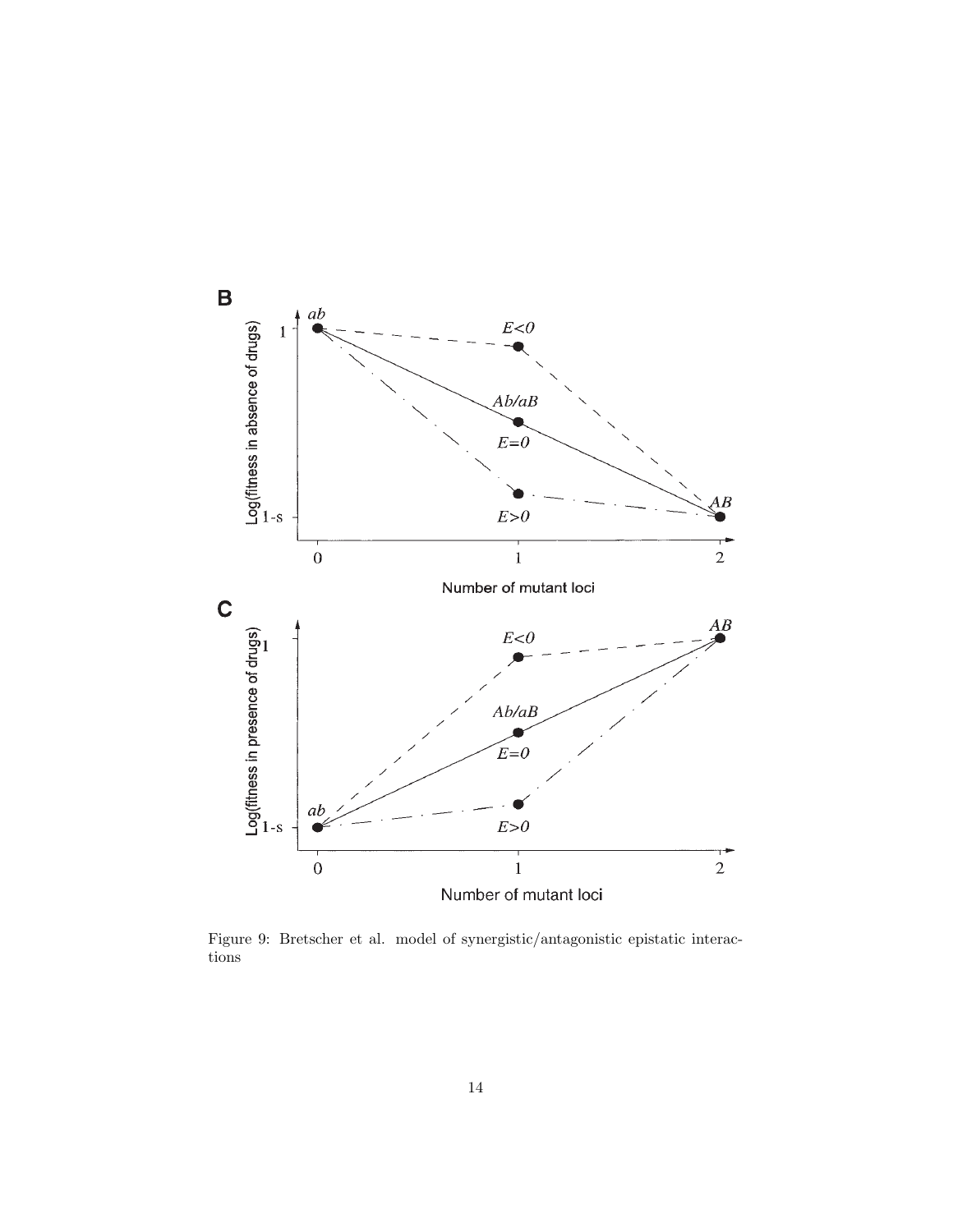Figure 9: Bretscher et al. model of synergistic/antagonistic epistatic interactions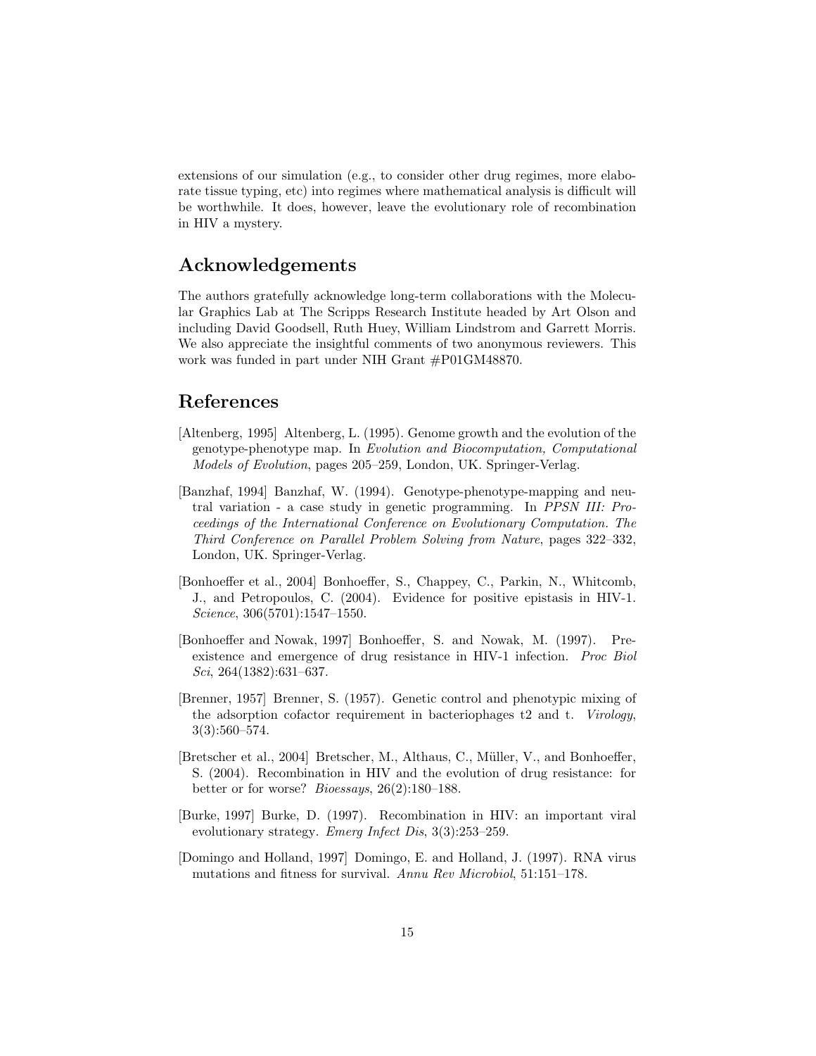extensions of our simulation (e.g., to consider other drug regimes, more elaborate tissue typing, etc) into regimes where mathematical analysis is difficult will be worthwhile. It does, however, leave the evolutionary role of recombination in HIV a mystery.

## Acknowledgements

The authors gratefully acknowledge long-term collaborations with the Molecular Graphics Lab at The Scripps Research Institute headed by Art Olson and including David Goodsell, Ruth Huey, William Lindstrom and Garrett Morris. We also appreciate the insightful comments of two anonymous reviewers. This work was funded in part under NIH Grant #P01GM48870.

## References

[Altenberg, 1995] Altenberg, L. (1995). Genome growth and the evolution of the genotype-phenotype map. In *Evolution and Biocomputation, Computational Models of Evolution*, pages 205–259, London, UK. Springer-Verlag.

[Banzhaf, 1994] Banzhaf, W. (1994). Genotype-phenotype-mapping and neutral variation - a case study in genetic programming. In *PPSN III: Proceedings of the International Conference on Evolutionary Computation. The Third Conference on Parallel Problem Solving from Nature*, pages 322–332, London, UK. Springer-Verlag.

[Bonhoeffer et al., 2004] Bonhoeffer, S., Chappey, C., Parkin, N., Whitcomb, J., and Petropoulos, C. (2004). Evidence for positive epistasis in HIV-1. *Science*, 306(5701):1547–1550.

[Bonhoeffer and Nowak, 1997] Bonhoeffer, S. and Nowak, M. (1997). Pre-existence and emergence of drug resistance in HIV-1 infection. *Proc Biol Sci*, 264(1382):631–637.

[Brenner, 1957] Brenner, S. (1957). Genetic control and phenotypic mixing of the adsorption cofactor requirement in bacteriophages t2 and t. *Virology*, 3(3):560–574.

[Bretscher et al., 2004] Bretscher, M., Althaus, C., Müller, V., and Bonhoeffer, S. (2004). Recombination in HIV and the evolution of drug resistance: for better or for worse? *Bioessays*, 26(2):180–188.

[Burke, 1997] Burke, D. (1997). Recombination in HIV: an important viral evolutionary strategy. *Emerg Infect Dis*, 3(3):253–259.

[Domingo and Holland, 1997] Domingo, E. and Holland, J. (1997). RNA virus mutations and fitness for survival. *Annu Rev Microbiol*, 51:151–178.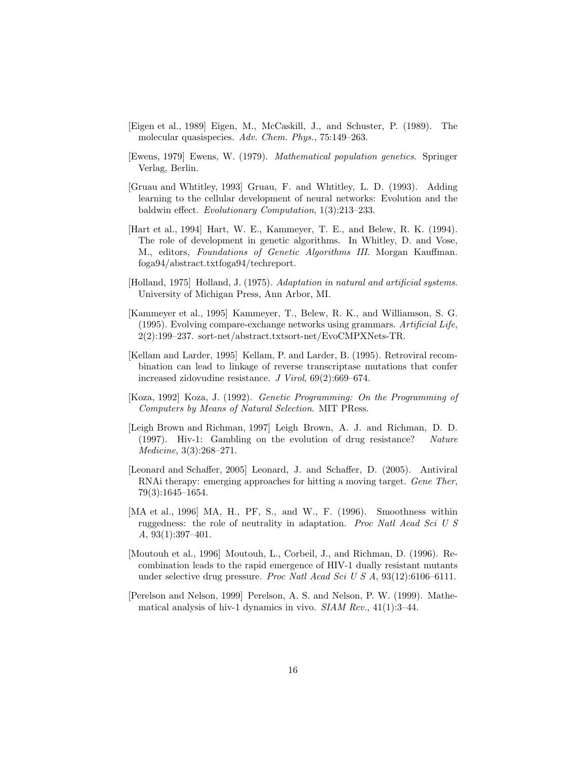[Eigen et al., 1989] Eigen, M., McCaskill, J., and Schuster, P. (1989). The molecular quasispecies. *Adv. Chem. Phys.*, 75:149–263.

[Ewens, 1979] Ewens, W. (1979). *Mathematical population genetics*. Springer Verlag, Berlin.

[Gruau and Whtitley, 1993] Gruau, F. and Whtitley, L. D. (1993). Adding learning to the cellular development of neural networks: Evolution and the baldwin effect. *Evolutionary Computation*, 1(3):213–233.

[Hart et al., 1994] Hart, W. E., Kammeyer, T. E., and Belew, R. K. (1994). The role of development in genetic algorithms. In Whitley, D. and Vose, M., editors, *Foundations of Genetic Algorithms III*. Morgan Kauffman. foga94/abstract.txtfoga94/techreport.

[Holland, 1975] Holland, J. (1975). *Adaptation in natural and artificial systems*. University of Michigan Press, Ann Arbor, MI.

[Kammeyer et al., 1995] Kammeyer, T., Belew, R. K., and Williamson, S. G. (1995). Evolving compare-exchange networks using grammars. *Artificial Life*, 2(2):199–237. sort-net/abstract.txtsort-net/EvoCMPXNets-TR.

[Kellam and Larder, 1995] Kellam, P. and Larder, B. (1995). Retroviral recombination can lead to linkage of reverse transcriptase mutations that confer increased zidovudine resistance. *J Virol*, 69(2):669–674.

[Koza, 1992] Koza, J. (1992). *Genetic Programming: On the Programming of Computers by Means of Natural Selection*. MIT PRess.

[Leigh Brown and Richman, 1997] Leigh Brown, A. J. and Richman, D. D. (1997). Hiv-1: Gambling on the evolution of drug resistance? *Nature Medicine*, 3(3):268–271.

[Leonard and Schaffer, 2005] Leonard, J. and Schaffer, D. (2005). Antiviral RNAi therapy: emerging approaches for hitting a moving target. *Gene Ther*, 79(3):1645–1654.

[MA et al., 1996] MA, H., PF, S., and W., F. (1996). Smoothness within ruggedness: the role of neutrality in adaptation. *Proc Natl Acad Sci U S A*, 93(1):397–401.

[Moutouh et al., 1996] Moutouh, L., Corbeil, J., and Richman, D. (1996). Recombination leads to the rapid emergence of HIV-1 dually resistant mutants under selective drug pressure. *Proc Natl Acad Sci U S A*, 93(12):6106–6111.

[Perelson and Nelson, 1999] Perelson, A. S. and Nelson, P. W. (1999). Mathematical analysis of hiv-1 dynamics in vivo. *SIAM Rev.*, 41(1):3–44.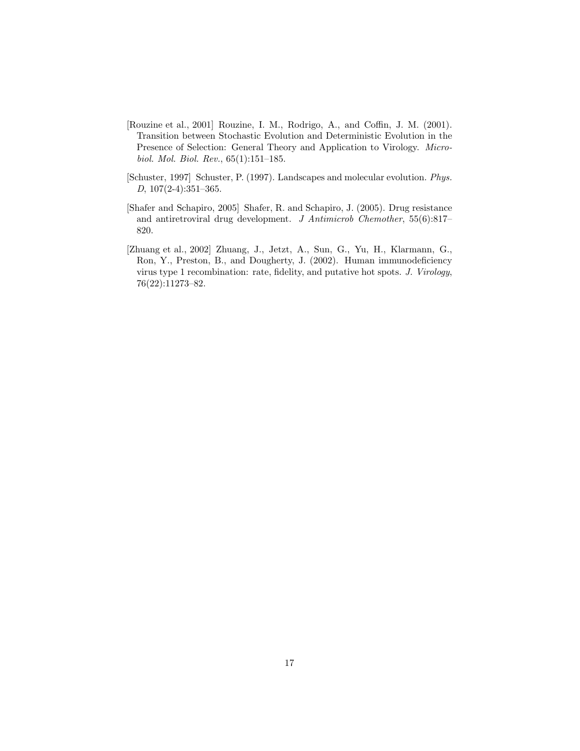[Rouzine et al., 2001] Rouzine, I. M., Rodrigo, A., and Coffin, J. M. (2001). Transition between Stochastic Evolution and Deterministic Evolution in the Presence of Selection: General Theory and Application to Virology. *Microbiol. Mol. Biol. Rev.*, 65(1):151–185.

[Schuster, 1997] Schuster, P. (1997). Landscapes and molecular evolution. *Phys. D*, 107(2-4):351–365.

[Shafer and Schapiro, 2005] Shafer, R. and Schapiro, J. (2005). Drug resistance and antiretroviral drug development. *J Antimicrob Chemother*, 55(6):817–820.

[Zhuang et al., 2002] Zhuang, J., Jetzt, A., Sun, G., Yu, H., Klarmann, G., Ron, Y., Preston, B., and Dougherty, J. (2002). Human immunodeficiency virus type 1 recombination: rate, fidelity, and putative hot spots. *J. Virology*, 76(22):11273–82.